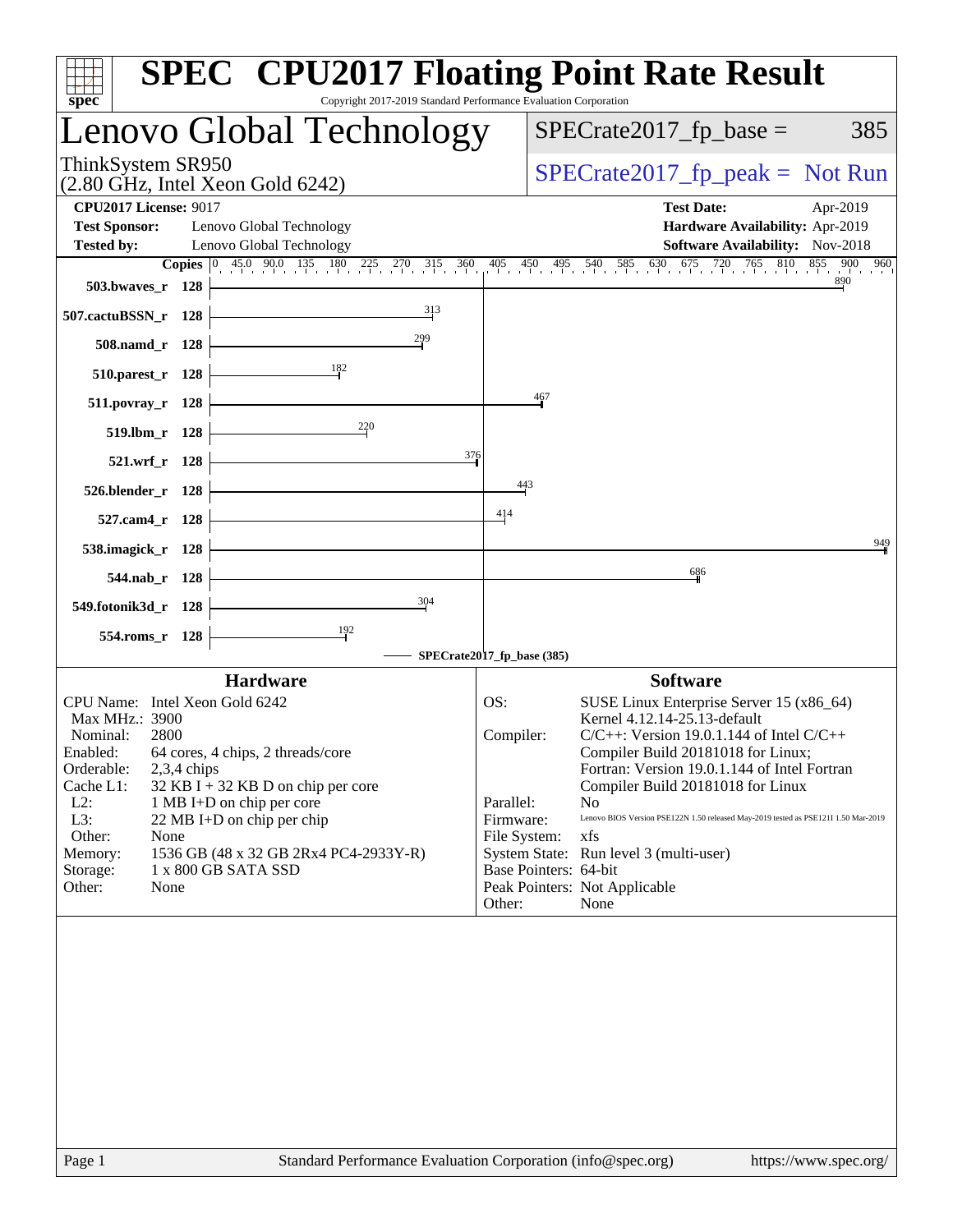# SPEC CPU2017 Floating Point Rate Result

Copyright 2017-2019 Standard Performance Evaluation Corporation

## Lenovo Global Technology

ThinkSystem SR950
(2.80 GHz, Intel Xeon Gold 6242)

SPECrate2017_fp_base = 385

SPECrate2017_fp_peak = Not Run

**CPU2017 License:** 9017
**Test Sponsor:** Lenovo Global Technology
**Tested by:** Lenovo Global Technology

**Test Date:** Apr-2019
**Hardware Availability:** Apr-2019
**Software Availability:** Nov-2018

| Benchmark | Copies | Base Result |
|---|---|---|
| 503.bwaves_r | 128 | 890 |
| 507.cactuBSSN_r | 128 | 313 |
| 508.namd_r | 128 | 299 |
| 510.parest_r | 128 | 182 |
| 511.povray_r | 128 | 467 |
| 519.lbm_r | 128 | 220 |
| 521.wrf_r | 128 | 376 |
| 526.blender_r | 128 | 443 |
| 527.cam4_r | 128 | 414 |
| 538.imagick_r | 128 | 949 |
| 544.nab_r | 128 | 686 |
| 549.fotonik3d_r | 128 | 304 |
| 554.roms_r | 128 | 192 |

SPECrate2017_fp_base (385)

### Hardware

| | |
|---|---|
| CPU Name: | Intel Xeon Gold 6242 |
| Max MHz.: | 3900 |
| Nominal: | 2800 |
| Enabled: | 64 cores, 4 chips, 2 threads/core |
| Orderable: | 2,3,4 chips |
| Cache L1: | 32 KB I + 32 KB D on chip per core |
| L2: | 1 MB I+D on chip per core |
| L3: | 22 MB I+D on chip per chip |
| Other: | None |
| Memory: | 1536 GB (48 x 32 GB 2Rx4 PC4-2933Y-R) |
| Storage: | 1 x 800 GB SATA SSD |
| Other: | None |

### Software

| | |
|---|---|
| OS: | SUSE Linux Enterprise Server 15 (x86_64) Kernel 4.12.14-25.13-default |
| Compiler: | C/C++: Version 19.0.1.144 of Intel C/C++ Compiler Build 20181018 for Linux; Fortran: Version 19.0.1.144 of Intel Fortran Compiler Build 20181018 for Linux |
| Parallel: | No |
| Firmware: | Lenovo BIOS Version PSE122N 1.50 released May-2019 tested as PSE121I 1.50 Mar-2019 |
| File System: | xfs |
| System State: | Run level 3 (multi-user) |
| Base Pointers: | 64-bit |
| Peak Pointers: | Not Applicable |
| Other: | None |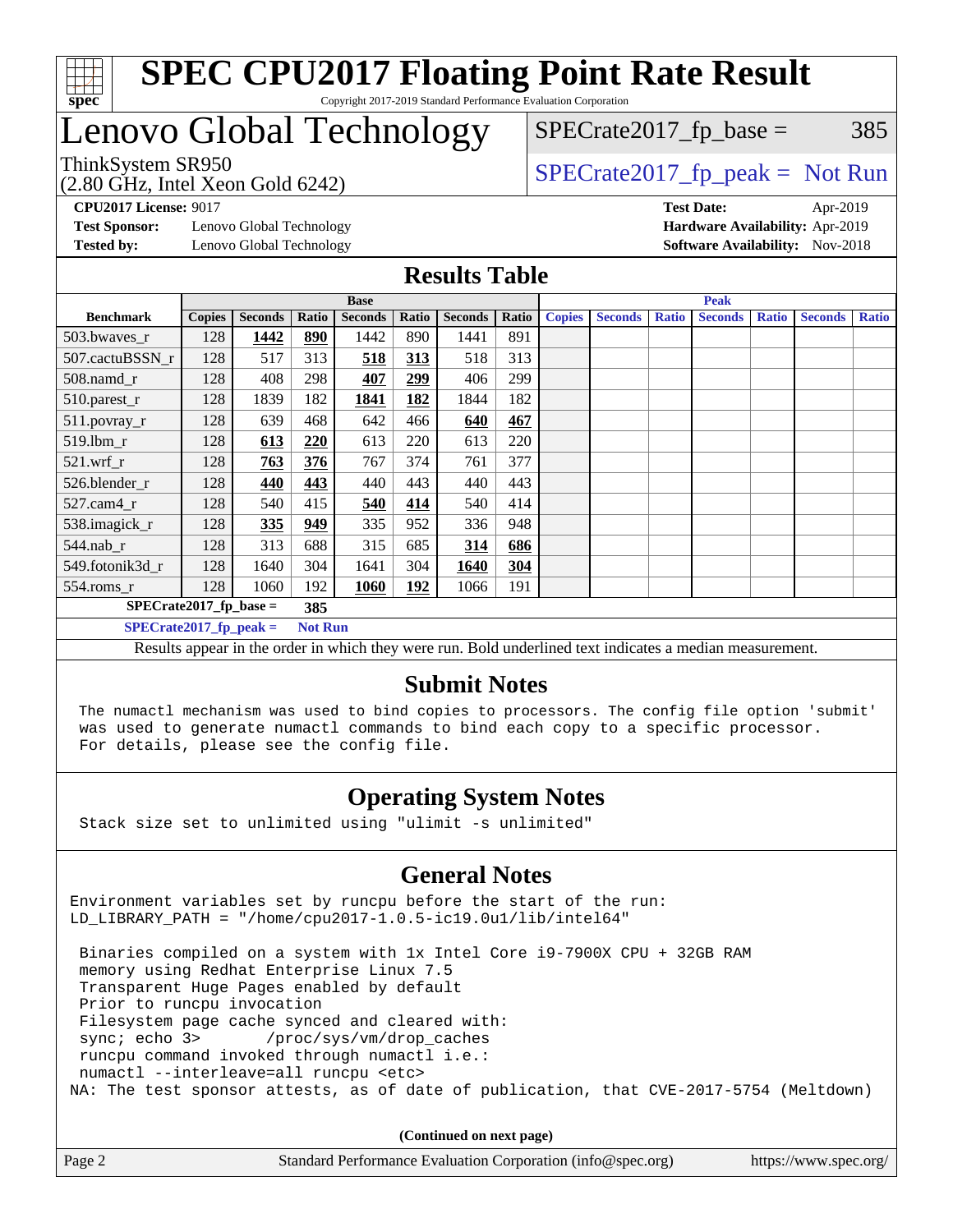# SPEC CPU2017 Floating Point Rate Result

Copyright 2017-2019 Standard Performance Evaluation Corporation

# Lenovo Global Technology

ThinkSystem SR950
(2.80 GHz, Intel Xeon Gold 6242)

SPECrate2017_fp_base = 385

SPECrate2017_fp_peak = Not Run

**CPU2017 License:** 9017
**Test Sponsor:** Lenovo Global Technology
**Tested by:** Lenovo Global Technology

**Test Date:** Apr-2019
**Hardware Availability:** Apr-2019
**Software Availability:** Nov-2018

## Results Table

| Benchmark | Base | | | | | | | Peak | | | | | | |
|---|---|---|---|---|---|---|---|---|---|---|---|---|---|---|
| | Copies | Seconds | Ratio | Seconds | Ratio | Seconds | Ratio | Copies | Seconds | Ratio | Seconds | Ratio | Seconds | Ratio |
| 503.bwaves_r | 128 | **1442** | **890** | 1442 | 890 | 1441 | 891 | | | | | | | |
| 507.cactuBSSN_r | 128 | 517 | 313 | **518** | **313** | 518 | 313 | | | | | | | |
| 508.namd_r | 128 | 408 | 298 | **407** | **299** | 406 | 299 | | | | | | | |
| 510.parest_r | 128 | 1839 | 182 | **1841** | **182** | 1844 | 182 | | | | | | | |
| 511.povray_r | 128 | 639 | 468 | 642 | 466 | **640** | **467** | | | | | | | |
| 519.lbm_r | 128 | **613** | **220** | 613 | 220 | 613 | 220 | | | | | | | |
| 521.wrf_r | 128 | **763** | **376** | 767 | 374 | 761 | 377 | | | | | | | |
| 526.blender_r | 128 | **440** | **443** | 440 | 443 | 440 | 443 | | | | | | | |
| 527.cam4_r | 128 | 540 | 415 | **540** | **414** | 540 | 414 | | | | | | | |
| 538.imagick_r | 128 | **335** | **949** | 335 | 952 | 336 | 948 | | | | | | | |
| 544.nab_r | 128 | 313 | 688 | 315 | 685 | **314** | **686** | | | | | | | |
| 549.fotonik3d_r | 128 | 1640 | 304 | 1641 | 304 | **1640** | **304** | | | | | | | |
| 554.roms_r | 128 | 1060 | 192 | **1060** | **192** | 1066 | 191 | | | | | | | |

**SPECrate2017_fp_base = 385**

**SPECrate2017_fp_peak = Not Run**

Results appear in the order in which they were run. Bold underlined text indicates a median measurement.

## Submit Notes

```
The numactl mechanism was used to bind copies to processors. The config file option 'submit'
was used to generate numactl commands to bind each copy to a specific processor.
For details, please see the config file.
```

## Operating System Notes

```
Stack size set to unlimited using "ulimit -s unlimited"
```

## General Notes

```
Environment variables set by runcpu before the start of the run:
LD_LIBRARY_PATH = "/home/cpu2017-1.0.5-ic19.0u1/lib/intel64"

 Binaries compiled on a system with 1x Intel Core i9-7900X CPU + 32GB RAM
 memory using Redhat Enterprise Linux 7.5
 Transparent Huge Pages enabled by default
 Prior to runcpu invocation
 Filesystem page cache synced and cleared with:
 sync; echo 3>       /proc/sys/vm/drop_caches
 runcpu command invoked through numactl i.e.:
 numactl --interleave=all runcpu <etc>
NA: The test sponsor attests, as of date of publication, that CVE-2017-5754 (Meltdown)
```

**(Continued on next page)**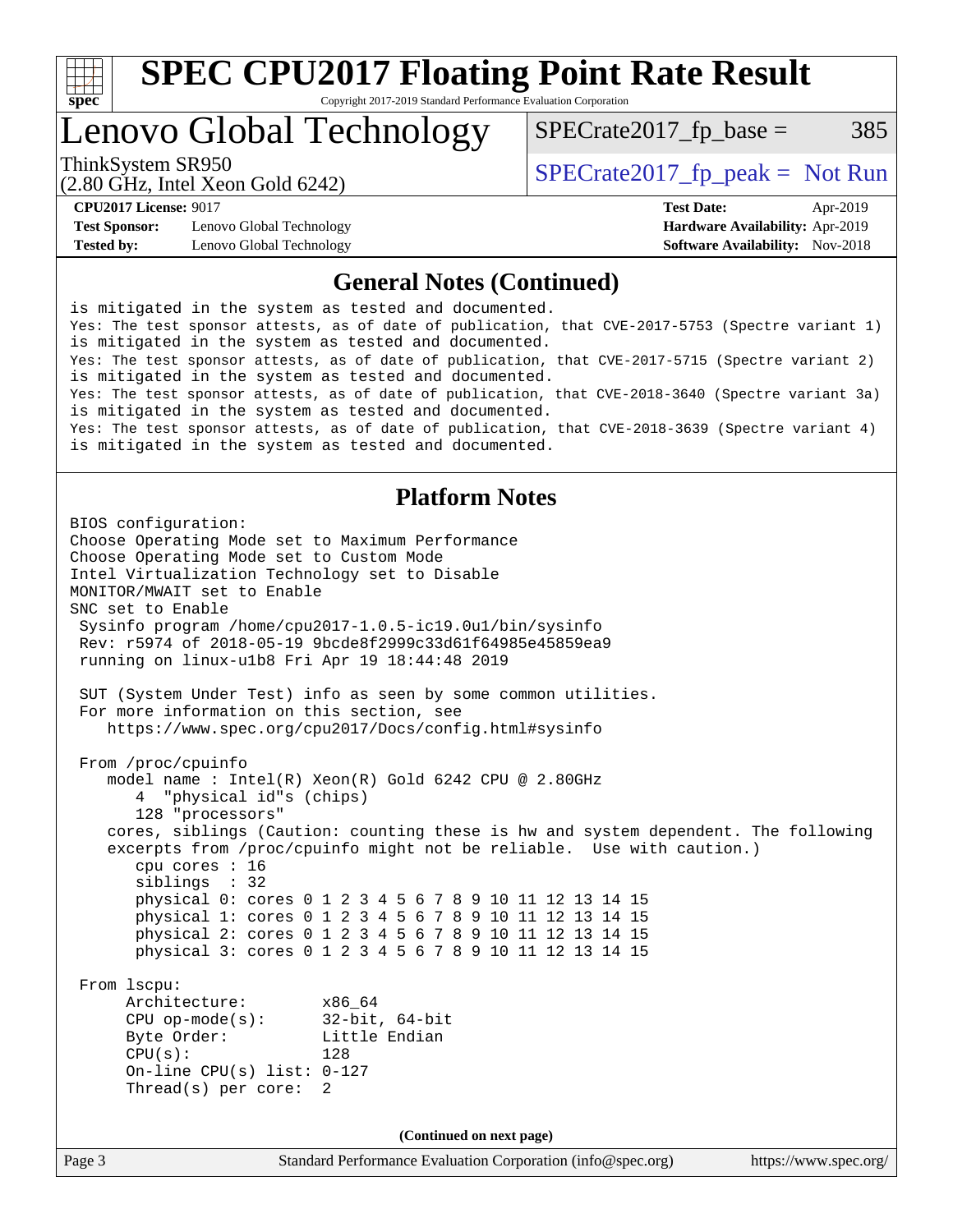# SPEC CPU2017 Floating Point Rate Result

Copyright 2017-2019 Standard Performance Evaluation Corporation

## Lenovo Global Technology

ThinkSystem SR950
(2.80 GHz, Intel Xeon Gold 6242)

SPECrate2017_fp_base = 385

SPECrate2017_fp_peak = Not Run

**CPU2017 License:** 9017
**Test Sponsor:** Lenovo Global Technology
**Tested by:** Lenovo Global Technology

**Test Date:** Apr-2019
**Hardware Availability:** Apr-2019
**Software Availability:** Nov-2018

### General Notes (Continued)

```
is mitigated in the system as tested and documented.
Yes: The test sponsor attests, as of date of publication, that CVE-2017-5753 (Spectre variant 1)
is mitigated in the system as tested and documented.
Yes: The test sponsor attests, as of date of publication, that CVE-2017-5715 (Spectre variant 2)
is mitigated in the system as tested and documented.
Yes: The test sponsor attests, as of date of publication, that CVE-2018-3640 (Spectre variant 3a)
is mitigated in the system as tested and documented.
Yes: The test sponsor attests, as of date of publication, that CVE-2018-3639 (Spectre variant 4)
is mitigated in the system as tested and documented.
```

### Platform Notes

```
BIOS configuration:
Choose Operating Mode set to Maximum Performance
Choose Operating Mode set to Custom Mode
Intel Virtualization Technology set to Disable
MONITOR/MWAIT set to Enable
SNC set to Enable
 Sysinfo program /home/cpu2017-1.0.5-ic19.0u1/bin/sysinfo
 Rev: r5974 of 2018-05-19 9bcde8f2999c33d61f64985e45859ea9
 running on linux-u1b8 Fri Apr 19 18:44:48 2019

 SUT (System Under Test) info as seen by some common utilities.
 For more information on this section, see
    https://www.spec.org/cpu2017/Docs/config.html#sysinfo

 From /proc/cpuinfo
    model name : Intel(R) Xeon(R) Gold 6242 CPU @ 2.80GHz
       4  "physical id"s (chips)
       128 "processors"
    cores, siblings (Caution: counting these is hw and system dependent. The following
    excerpts from /proc/cpuinfo might not be reliable.  Use with caution.)
       cpu cores : 16
       siblings  : 32
       physical 0: cores 0 1 2 3 4 5 6 7 8 9 10 11 12 13 14 15
       physical 1: cores 0 1 2 3 4 5 6 7 8 9 10 11 12 13 14 15
       physical 2: cores 0 1 2 3 4 5 6 7 8 9 10 11 12 13 14 15
       physical 3: cores 0 1 2 3 4 5 6 7 8 9 10 11 12 13 14 15

 From lscpu:
      Architecture:        x86_64
      CPU op-mode(s):      32-bit, 64-bit
      Byte Order:          Little Endian
      CPU(s):              128
      On-line CPU(s) list: 0-127
      Thread(s) per core:  2
```

**(Continued on next page)**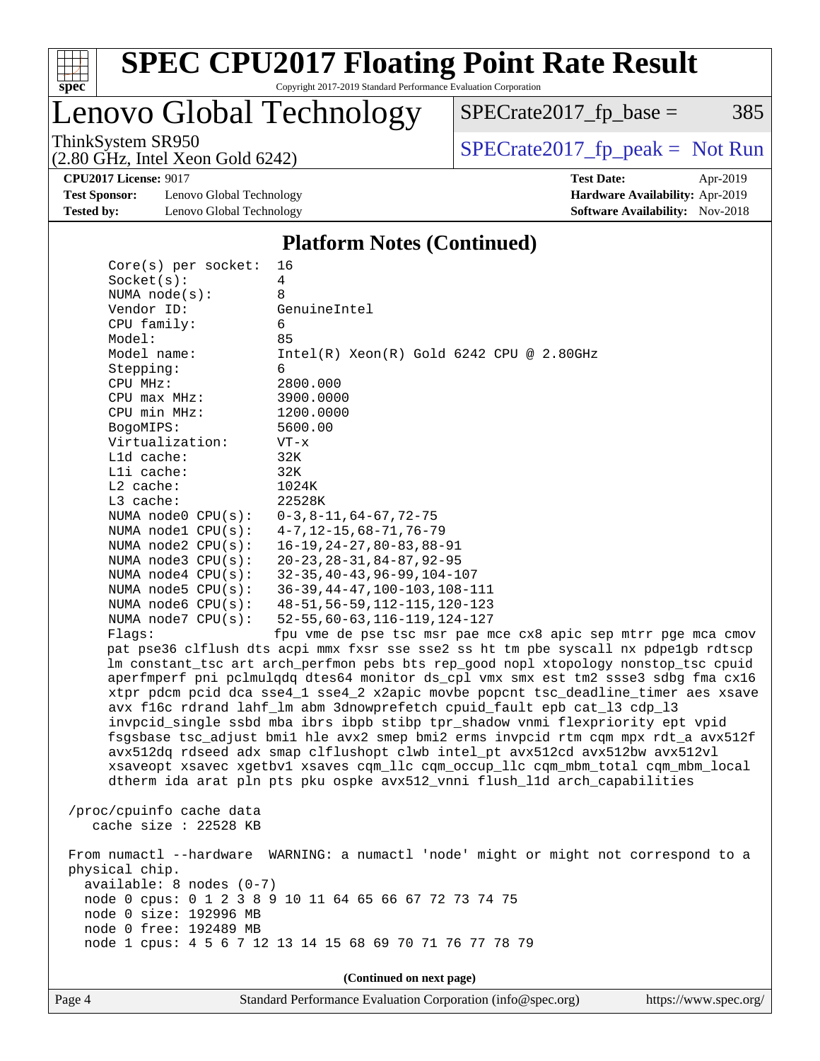## Platform Notes (Continued)

```
    Core(s) per socket:  16
    Socket(s):           4
    NUMA node(s):        8
    Vendor ID:           GenuineIntel
    CPU family:          6
    Model:               85
    Model name:          Intel(R) Xeon(R) Gold 6242 CPU @ 2.80GHz
    Stepping:            6
    CPU MHz:             2800.000
    CPU max MHz:         3900.0000
    CPU min MHz:         1200.0000
    BogoMIPS:            5600.00
    Virtualization:      VT-x
    L1d cache:           32K
    L1i cache:           32K
    L2 cache:            1024K
    L3 cache:            22528K
    NUMA node0 CPU(s):   0-3,8-11,64-67,72-75
    NUMA node1 CPU(s):   4-7,12-15,68-71,76-79
    NUMA node2 CPU(s):   16-19,24-27,80-83,88-91
    NUMA node3 CPU(s):   20-23,28-31,84-87,92-95
    NUMA node4 CPU(s):   32-35,40-43,96-99,104-107
    NUMA node5 CPU(s):   36-39,44-47,100-103,108-111
    NUMA node6 CPU(s):   48-51,56-59,112-115,120-123
    NUMA node7 CPU(s):   52-55,60-63,116-119,124-127
    Flags:               fpu vme de pse tsc msr pae mce cx8 apic sep mtrr pge mca cmov
    pat pse36 clflush dts acpi mmx fxsr sse sse2 ss ht tm pbe syscall nx pdpe1gb rdtscp
    lm constant_tsc art arch_perfmon pebs bts rep_good nopl xtopology nonstop_tsc cpuid
    aperfmperf pni pclmulqdq dtes64 monitor ds_cpl vmx smx est tm2 ssse3 sdbg fma cx16
    xtpr pdcm pcid dca sse4_1 sse4_2 x2apic movbe popcnt tsc_deadline_timer aes xsave
    avx f16c rdrand lahf_lm abm 3dnowprefetch cpuid_fault epb cat_l3 cdp_l3
    invpcid_single ssbd mba ibrs ibpb stibp tpr_shadow vnmi flexpriority ept vpid
    fsgsbase tsc_adjust bmi1 hle avx2 smep bmi2 erms invpcid rtm cqm mpx rdt_a avx512f
    avx512dq rdseed adx smap clflushopt clwb intel_pt avx512cd avx512bw avx512vl
    xsaveopt xsavec xgetbv1 xsaves cqm_llc cqm_occup_llc cqm_mbm_total cqm_mbm_local
    dtherm ida arat pln pts pku ospke avx512_vnni flush_l1d arch_capabilities

 /proc/cpuinfo cache data
    cache size : 22528 KB

 From numactl --hardware  WARNING: a numactl 'node' might or might not correspond to a
 physical chip.
   available: 8 nodes (0-7)
   node 0 cpus: 0 1 2 3 8 9 10 11 64 65 66 67 72 73 74 75
   node 0 size: 192996 MB
   node 0 free: 192489 MB
   node 1 cpus: 4 5 6 7 12 13 14 15 68 69 70 71 76 77 78 79
```

(Continued on next page)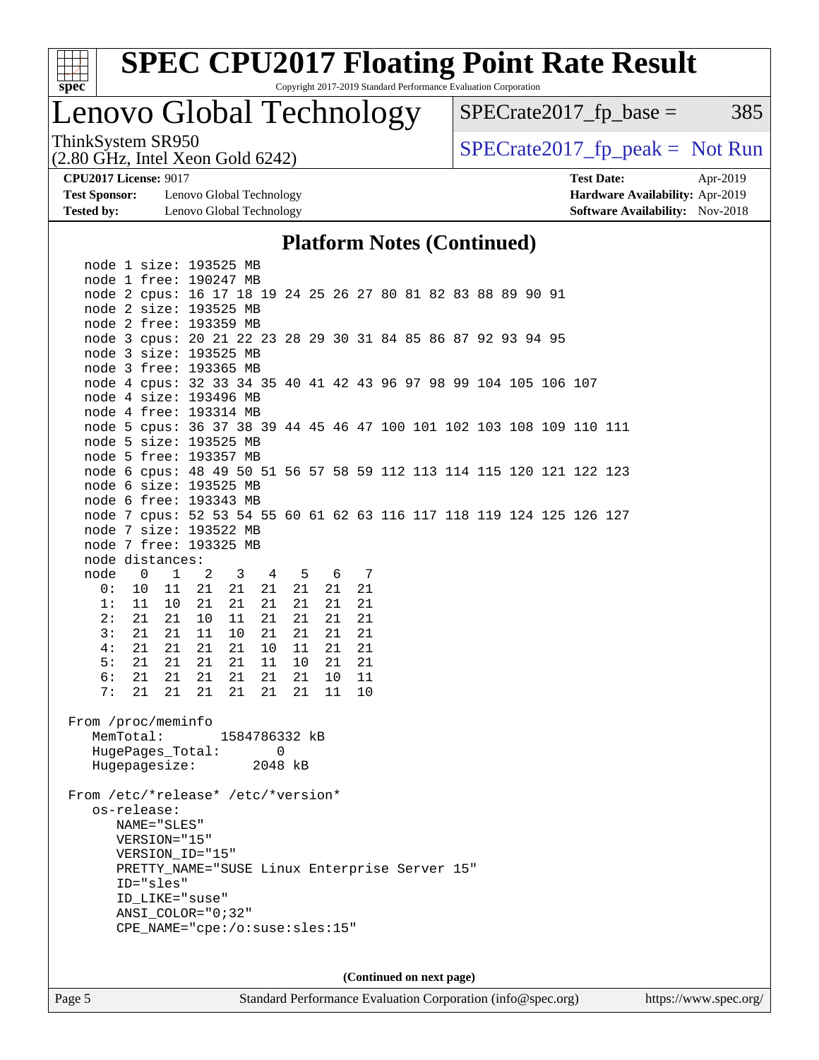# SPEC CPU2017 Floating Point Rate Result

Copyright 2017-2019 Standard Performance Evaluation Corporation

## Lenovo Global Technology

ThinkSystem SR950
(2.80 GHz, Intel Xeon Gold 6242)

SPECrate2017_fp_base = 385

SPECrate2017_fp_peak = Not Run

**CPU2017 License:** 9017
**Test Sponsor:** Lenovo Global Technology
**Tested by:** Lenovo Global Technology

**Test Date:** Apr-2019
**Hardware Availability:** Apr-2019
**Software Availability:** Nov-2018

### Platform Notes (Continued)

```
   node 1 size: 193525 MB
   node 1 free: 190247 MB
   node 2 cpus: 16 17 18 19 24 25 26 27 80 81 82 83 88 89 90 91
   node 2 size: 193525 MB
   node 2 free: 193359 MB
   node 3 cpus: 20 21 22 23 28 29 30 31 84 85 86 87 92 93 94 95
   node 3 size: 193525 MB
   node 3 free: 193365 MB
   node 4 cpus: 32 33 34 35 40 41 42 43 96 97 98 99 104 105 106 107
   node 4 size: 193496 MB
   node 4 free: 193314 MB
   node 5 cpus: 36 37 38 39 44 45 46 47 100 101 102 103 108 109 110 111
   node 5 size: 193525 MB
   node 5 free: 193357 MB
   node 6 cpus: 48 49 50 51 56 57 58 59 112 113 114 115 120 121 122 123
   node 6 size: 193525 MB
   node 6 free: 193343 MB
   node 7 cpus: 52 53 54 55 60 61 62 63 116 117 118 119 124 125 126 127
   node 7 size: 193522 MB
   node 7 free: 193325 MB
   node distances:
   node   0   1   2   3   4   5   6   7
     0:  10  11  21  21  21  21  21  21
     1:  11  10  21  21  21  21  21  21
     2:  21  21  10  11  21  21  21  21
     3:  21  21  11  10  21  21  21  21
     4:  21  21  21  21  10  11  21  21
     5:  21  21  21  21  11  10  21  21
     6:  21  21  21  21  21  21  10  11
     7:  21  21  21  21  21  21  11  10

 From /proc/meminfo
    MemTotal:       1584786332 kB
    HugePages_Total:       0
    Hugepagesize:       2048 kB

 From /etc/*release* /etc/*version*
    os-release:
       NAME="SLES"
       VERSION="15"
       VERSION_ID="15"
       PRETTY_NAME="SUSE Linux Enterprise Server 15"
       ID="sles"
       ID_LIKE="suse"
       ANSI_COLOR="0;32"
       CPE_NAME="cpe:/o:suse:sles:15"
```

(Continued on next page)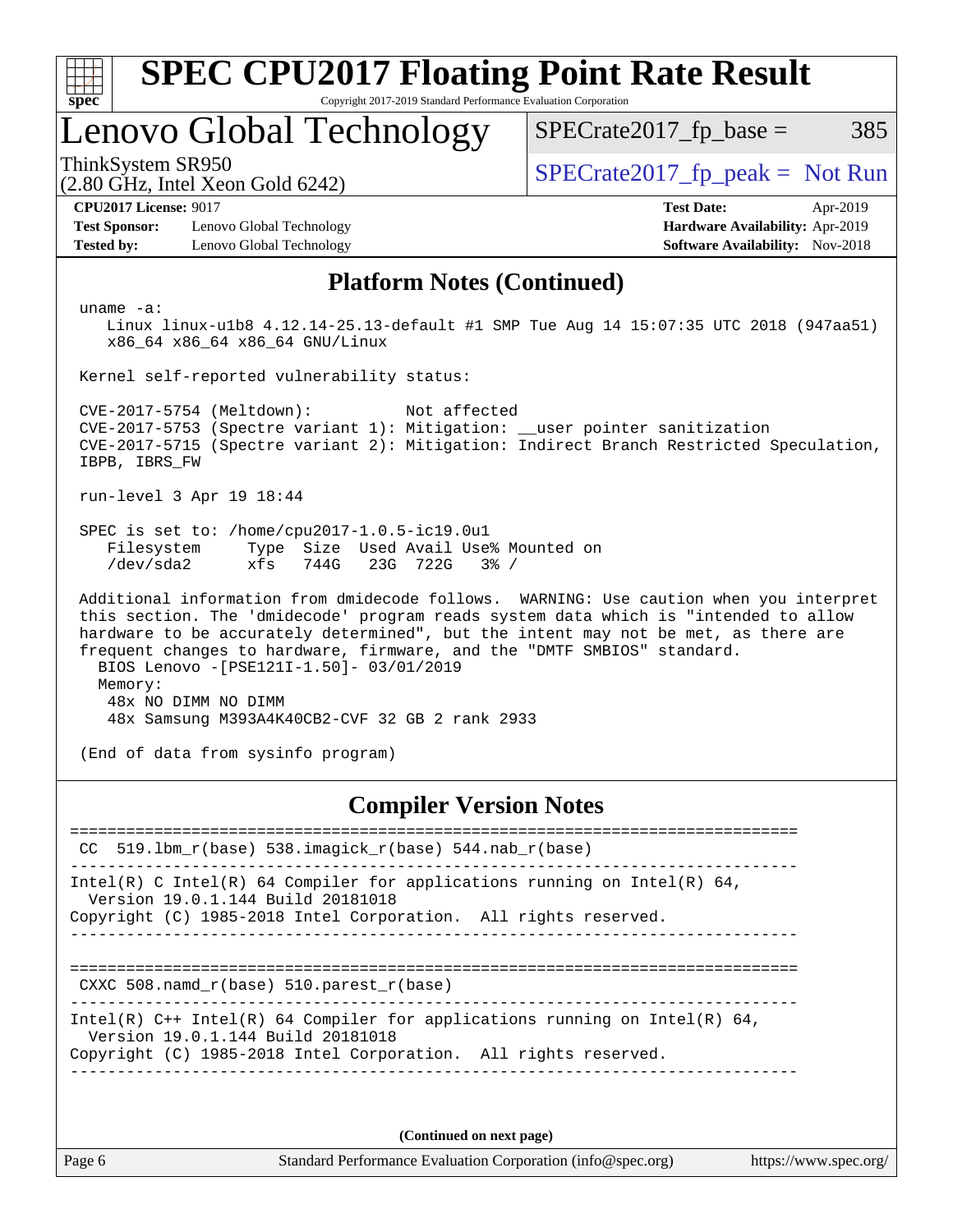## Platform Notes (Continued)

```
uname -a:
   Linux linux-u1b8 4.12.14-25.13-default #1 SMP Tue Aug 14 15:07:35 UTC 2018 (947aa51)
   x86_64 x86_64 x86_64 GNU/Linux

Kernel self-reported vulnerability status:

CVE-2017-5754 (Meltdown):          Not affected
CVE-2017-5753 (Spectre variant 1): Mitigation: __user pointer sanitization
CVE-2017-5715 (Spectre variant 2): Mitigation: Indirect Branch Restricted Speculation,
IBPB, IBRS_FW

run-level 3 Apr 19 18:44

SPEC is set to: /home/cpu2017-1.0.5-ic19.0u1
   Filesystem     Type  Size  Used Avail Use% Mounted on
   /dev/sda2      xfs   744G   23G  722G   3% /

Additional information from dmidecode follows.  WARNING: Use caution when you interpret
this section. The 'dmidecode' program reads system data which is "intended to allow
hardware to be accurately determined", but the intent may not be met, as there are
frequent changes to hardware, firmware, and the "DMTF SMBIOS" standard.
  BIOS Lenovo -[PSE121I-1.50]- 03/01/2019
  Memory:
    48x NO DIMM NO DIMM
    48x Samsung M393A4K40CB2-CVF 32 GB 2 rank 2933

(End of data from sysinfo program)
```

## Compiler Version Notes

```
==============================================================================
 CC  519.lbm_r(base) 538.imagick_r(base) 544.nab_r(base)
------------------------------------------------------------------------------
Intel(R) C Intel(R) 64 Compiler for applications running on Intel(R) 64,
  Version 19.0.1.144 Build 20181018
Copyright (C) 1985-2018 Intel Corporation.  All rights reserved.
------------------------------------------------------------------------------

==============================================================================
 CXXC 508.namd_r(base) 510.parest_r(base)
------------------------------------------------------------------------------
Intel(R) C++ Intel(R) 64 Compiler for applications running on Intel(R) 64,
  Version 19.0.1.144 Build 20181018
Copyright (C) 1985-2018 Intel Corporation.  All rights reserved.
------------------------------------------------------------------------------
```

(Continued on next page)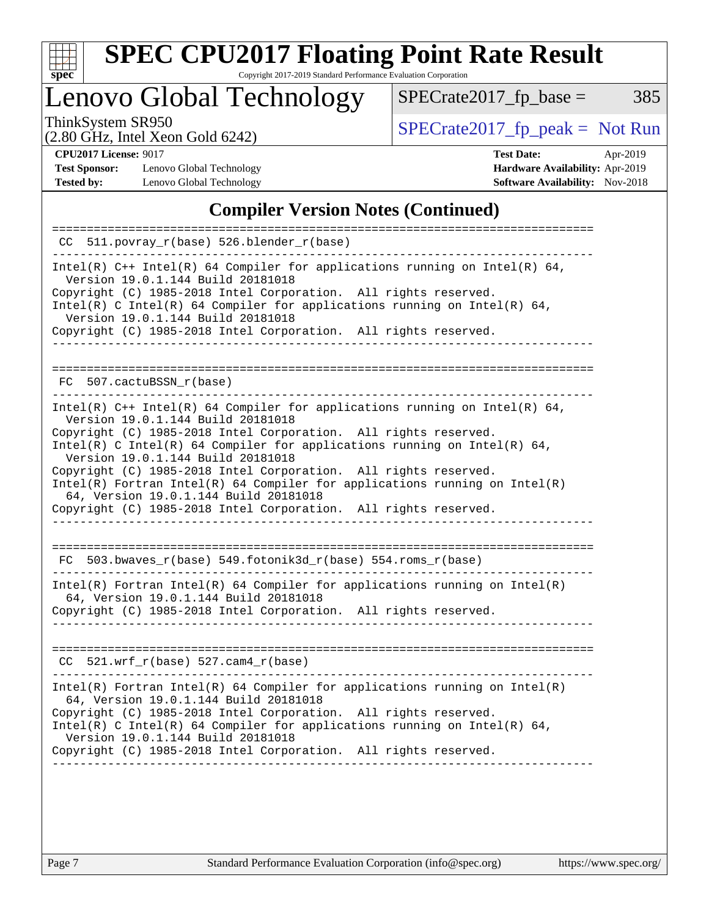# SPEC CPU2017 Floating Point Rate Result

Copyright 2017-2019 Standard Performance Evaluation Corporation

## Lenovo Global Technology

ThinkSystem SR950
(2.80 GHz, Intel Xeon Gold 6242)

SPECrate2017_fp_base = 385

SPECrate2017_fp_peak = Not Run

**CPU2017 License:** 9017
**Test Sponsor:** Lenovo Global Technology
**Tested by:** Lenovo Global Technology

**Test Date:** Apr-2019
**Hardware Availability:** Apr-2019
**Software Availability:** Nov-2018

## Compiler Version Notes (Continued)

```
==============================================================================
 CC  511.povray_r(base) 526.blender_r(base)
------------------------------------------------------------------------------
Intel(R) C++ Intel(R) 64 Compiler for applications running on Intel(R) 64,
  Version 19.0.1.144 Build 20181018
Copyright (C) 1985-2018 Intel Corporation.  All rights reserved.
Intel(R) C Intel(R) 64 Compiler for applications running on Intel(R) 64,
  Version 19.0.1.144 Build 20181018
Copyright (C) 1985-2018 Intel Corporation.  All rights reserved.
------------------------------------------------------------------------------

==============================================================================
 FC  507.cactuBSSN_r(base)
------------------------------------------------------------------------------
Intel(R) C++ Intel(R) 64 Compiler for applications running on Intel(R) 64,
  Version 19.0.1.144 Build 20181018
Copyright (C) 1985-2018 Intel Corporation.  All rights reserved.
Intel(R) C Intel(R) 64 Compiler for applications running on Intel(R) 64,
  Version 19.0.1.144 Build 20181018
Copyright (C) 1985-2018 Intel Corporation.  All rights reserved.
Intel(R) Fortran Intel(R) 64 Compiler for applications running on Intel(R)
  64, Version 19.0.1.144 Build 20181018
Copyright (C) 1985-2018 Intel Corporation.  All rights reserved.
------------------------------------------------------------------------------

==============================================================================
 FC  503.bwaves_r(base) 549.fotonik3d_r(base) 554.roms_r(base)
------------------------------------------------------------------------------
Intel(R) Fortran Intel(R) 64 Compiler for applications running on Intel(R)
  64, Version 19.0.1.144 Build 20181018
Copyright (C) 1985-2018 Intel Corporation.  All rights reserved.
------------------------------------------------------------------------------

==============================================================================
 CC  521.wrf_r(base) 527.cam4_r(base)
------------------------------------------------------------------------------
Intel(R) Fortran Intel(R) 64 Compiler for applications running on Intel(R)
  64, Version 19.0.1.144 Build 20181018
Copyright (C) 1985-2018 Intel Corporation.  All rights reserved.
Intel(R) C Intel(R) 64 Compiler for applications running on Intel(R) 64,
  Version 19.0.1.144 Build 20181018
Copyright (C) 1985-2018 Intel Corporation.  All rights reserved.
------------------------------------------------------------------------------
```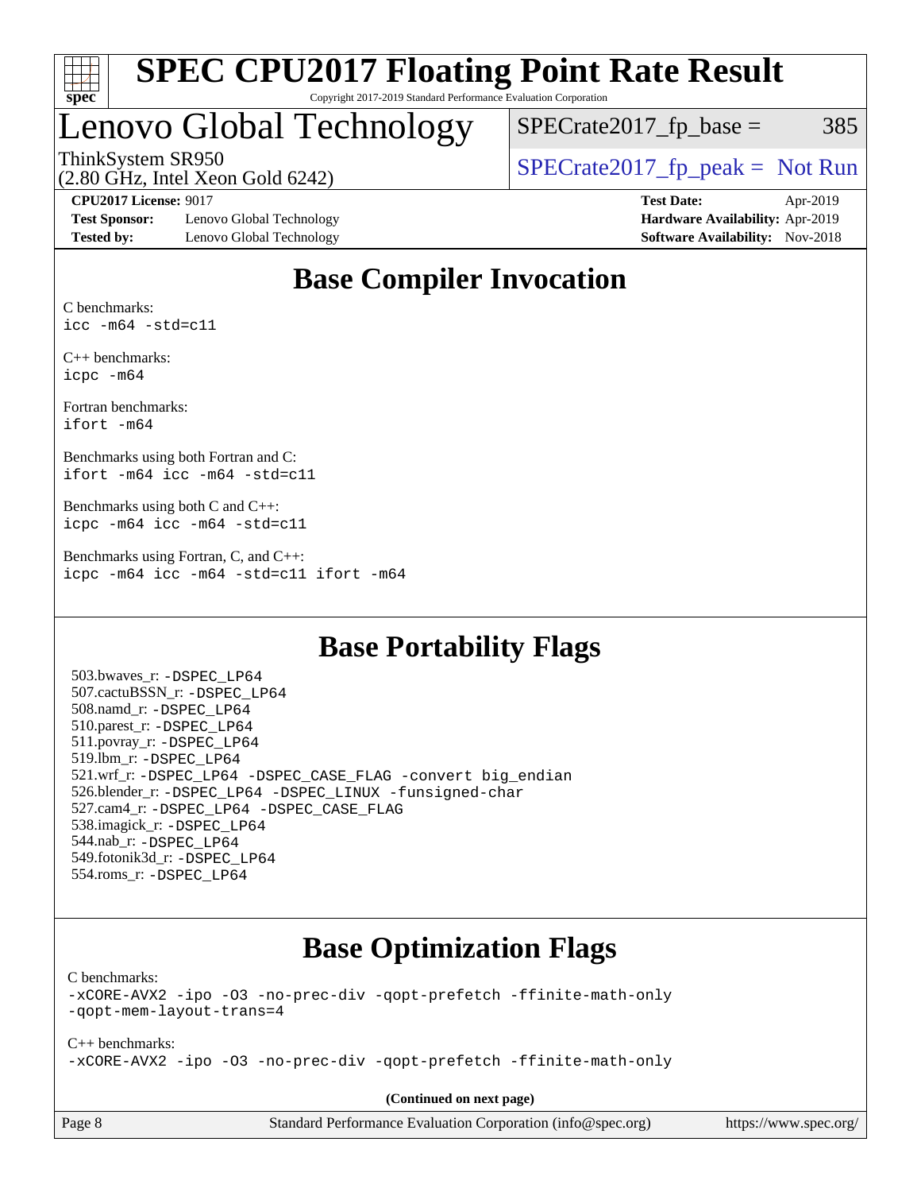# SPEC CPU2017 Floating Point Rate Result

Copyright 2017-2019 Standard Performance Evaluation Corporation

## Lenovo Global Technology

ThinkSystem SR950
(2.80 GHz, Intel Xeon Gold 6242)

SPECrate2017_fp_base = 385

SPECrate2017_fp_peak = Not Run

**CPU2017 License:** 9017
**Test Sponsor:** Lenovo Global Technology
**Tested by:** Lenovo Global Technology

**Test Date:** Apr-2019
**Hardware Availability:** Apr-2019
**Software Availability:** Nov-2018

## Base Compiler Invocation

C benchmarks:
```
icc -m64 -std=c11
```

C++ benchmarks:
```
icpc -m64
```

Fortran benchmarks:
```
ifort -m64
```

Benchmarks using both Fortran and C:
```
ifort -m64 icc -m64 -std=c11
```

Benchmarks using both C and C++:
```
icpc -m64 icc -m64 -std=c11
```

Benchmarks using Fortran, C, and C++:
```
icpc -m64 icc -m64 -std=c11 ifort -m64
```

## Base Portability Flags

503.bwaves_r: -DSPEC_LP64
507.cactuBSSN_r: -DSPEC_LP64
508.namd_r: -DSPEC_LP64
510.parest_r: -DSPEC_LP64
511.povray_r: -DSPEC_LP64
519.lbm_r: -DSPEC_LP64
521.wrf_r: -DSPEC_LP64 -DSPEC_CASE_FLAG -convert big_endian
526.blender_r: -DSPEC_LP64 -DSPEC_LINUX -funsigned-char
527.cam4_r: -DSPEC_LP64 -DSPEC_CASE_FLAG
538.imagick_r: -DSPEC_LP64
544.nab_r: -DSPEC_LP64
549.fotonik3d_r: -DSPEC_LP64
554.roms_r: -DSPEC_LP64

## Base Optimization Flags

C benchmarks:
```
-xCORE-AVX2 -ipo -O3 -no-prec-div -qopt-prefetch -ffinite-math-only
-qopt-mem-layout-trans=4
```

C++ benchmarks:
```
-xCORE-AVX2 -ipo -O3 -no-prec-div -qopt-prefetch -ffinite-math-only
```

**(Continued on next page)**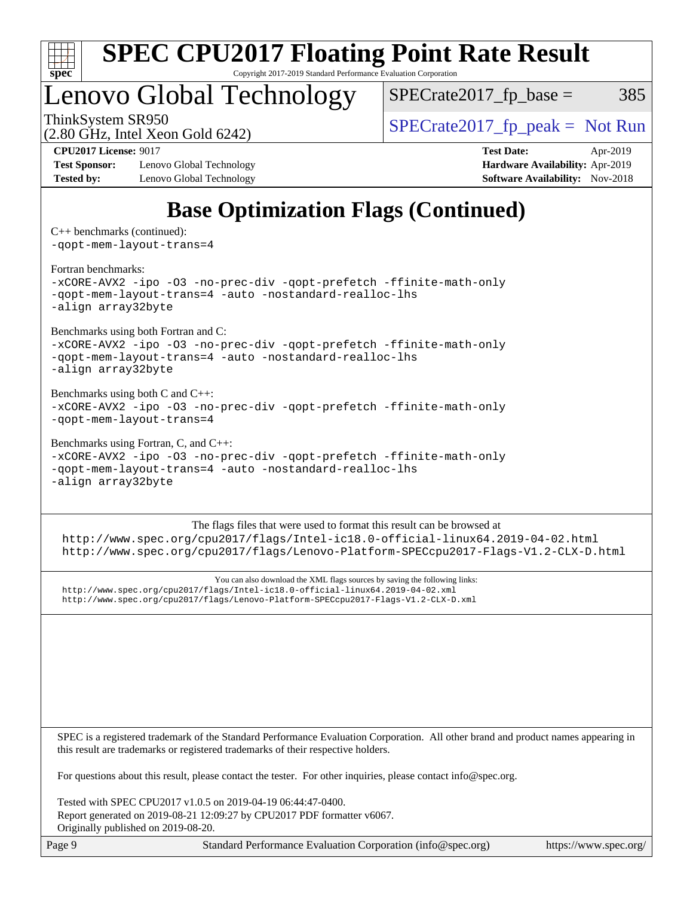# Base Optimization Flags (Continued)

C++ benchmarks (continued):
-qopt-mem-layout-trans=4

Fortran benchmarks:
-xCORE-AVX2 -ipo -O3 -no-prec-div -qopt-prefetch -ffinite-math-only
-qopt-mem-layout-trans=4 -auto -nostandard-realloc-lhs
-align array32byte

Benchmarks using both Fortran and C:
-xCORE-AVX2 -ipo -O3 -no-prec-div -qopt-prefetch -ffinite-math-only
-qopt-mem-layout-trans=4 -auto -nostandard-realloc-lhs
-align array32byte

Benchmarks using both C and C++:
-xCORE-AVX2 -ipo -O3 -no-prec-div -qopt-prefetch -ffinite-math-only
-qopt-mem-layout-trans=4

Benchmarks using Fortran, C, and C++:
-xCORE-AVX2 -ipo -O3 -no-prec-div -qopt-prefetch -ffinite-math-only
-qopt-mem-layout-trans=4 -auto -nostandard-realloc-lhs
-align array32byte

The flags files that were used to format this result can be browsed at
http://www.spec.org/cpu2017/flags/Intel-ic18.0-official-linux64.2019-04-02.html
http://www.spec.org/cpu2017/flags/Lenovo-Platform-SPECcpu2017-Flags-V1.2-CLX-D.html

You can also download the XML flags sources by saving the following links:
http://www.spec.org/cpu2017/flags/Intel-ic18.0-official-linux64.2019-04-02.xml
http://www.spec.org/cpu2017/flags/Lenovo-Platform-SPECcpu2017-Flags-V1.2-CLX-D.xml

SPEC is a registered trademark of the Standard Performance Evaluation Corporation. All other brand and product names appearing in this result are trademarks or registered trademarks of their respective holders.

For questions about this result, please contact the tester. For other inquiries, please contact info@spec.org.

Tested with SPEC CPU2017 v1.0.5 on 2019-04-19 06:44:47-0400.
Report generated on 2019-08-21 12:09:27 by CPU2017 PDF formatter v6067.
Originally published on 2019-08-20.